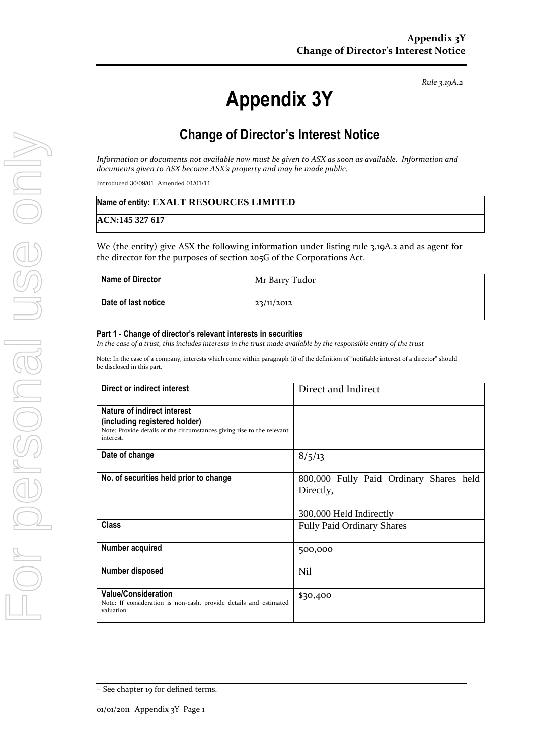Rule 3.19A.2

# Appendix 3Y

## Change of Director's Interest Notice

*Information or documents not available now must be given to ASX as soon as available. Information and documents given to ASX become ASX's property and may be made public.*

Introduced 30/09/01 Amended 01/01/11

| Name of entity: **EXALT RESOURCES LIMITED** |
|---|
| **ACN:145 327 617** |

We (the entity) give ASX the following information under listing rule 3.19A.2 and as agent for the director for the purposes of section 205G of the Corporations Act.

| **Name of Director** | Mr Barry Tudor |
|---|---|
| **Date of last notice** | 23/11/2012 |

### Part 1 - Change of director's relevant interests in securities

*In the case of a trust, this includes interests in the trust made available by the responsible entity of the trust*

Note: In the case of a company, interests which come within paragraph (i) of the definition of "notifiable interest of a director" should be disclosed in this part.

| **Direct or indirect interest** | Direct and Indirect |
|---|---|
| **Nature of indirect interest (including registered holder)** Note: Provide details of the circumstances giving rise to the relevant interest. | |
| **Date of change** | 8/5/13 |
| **No. of securities held prior to change** | 800,000 Fully Paid Ordinary Shares held Directly,<br><br>300,000 Held Indirectly |
| **Class** | Fully Paid Ordinary Shares |
| **Number acquired** | 500,000 |
| **Number disposed** | Nil |
| **Value/Consideration** Note: If consideration is non-cash, provide details and estimated valuation | $30,400 |

+ See chapter 19 for defined terms.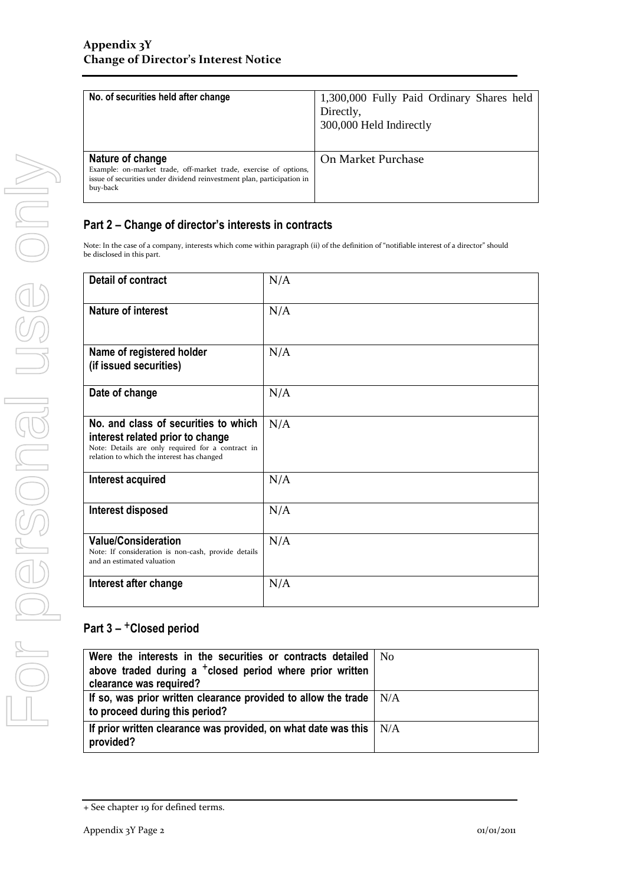| | |
|---|---|
| **No. of securities held after change** | 1,300,000 Fully Paid Ordinary Shares held Directly,<br>300,000 Held Indirectly |
| **Nature of change**<br>Example: on-market trade, off-market trade, exercise of options, issue of securities under dividend reinvestment plan, participation in buy-back | On Market Purchase |

## Part 2 – Change of director's interests in contracts

Note: In the case of a company, interests which come within paragraph (ii) of the definition of "notifiable interest of a director" should be disclosed in this part.

| | |
|---|---|
| **Detail of contract** | N/A |
| **Nature of interest** | N/A |
| **Name of registered holder (if issued securities)** | N/A |
| **Date of change** | N/A |
| **No. and class of securities to which interest related prior to change**<br>Note: Details are only required for a contract in relation to which the interest has changed | N/A |
| **Interest acquired** | N/A |
| **Interest disposed** | N/A |
| **Value/Consideration**<br>Note: If consideration is non-cash, provide details and an estimated valuation | N/A |
| **Interest after change** | N/A |

## Part 3 – +Closed period

| | |
|---|---|
| **Were the interests in the securities or contracts detailed above traded during a +closed period where prior written clearance was required?** | No |
| **If so, was prior written clearance provided to allow the trade to proceed during this period?** | N/A |
| **If prior written clearance was provided, on what date was this provided?** | N/A |

+ See chapter 19 for defined terms.